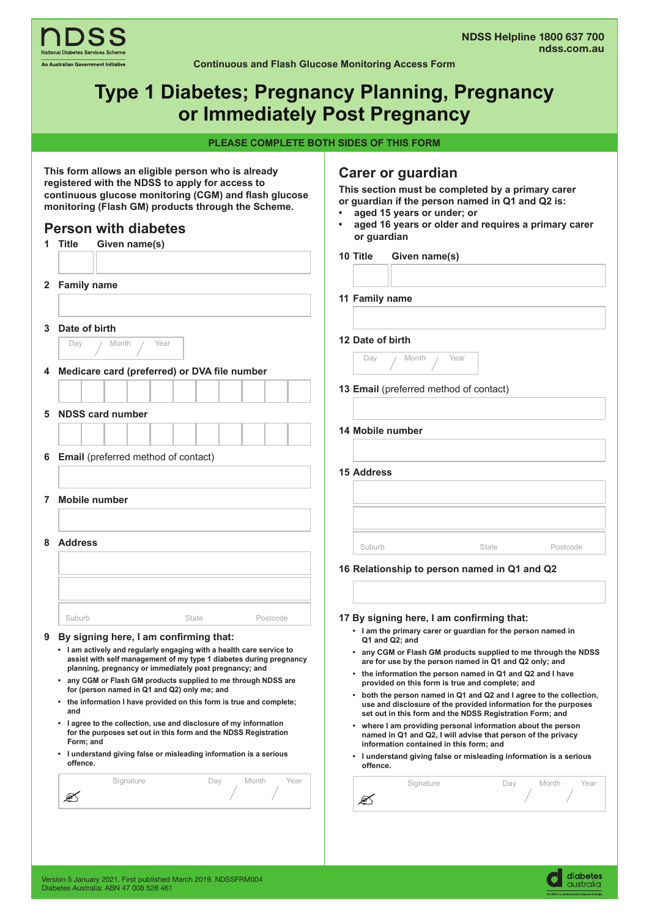NDSS Helpline 1800 637 700
ndss.com.au

NDSS National Diabetes Services Scheme
An Australian Government Initiative

Continuous and Flash Glucose Monitoring Access Form

# Type 1 Diabetes; Pregnancy Planning, Pregnancy or Immediately Post Pregnancy

**PLEASE COMPLETE BOTH SIDES OF THIS FORM**

**This form allows an eligible person who is already registered with the NDSS to apply for access to continuous glucose monitoring (CGM) and flash glucose monitoring (Flash GM) products through the Scheme.**

## Person with diabetes

**1 Title** **Given name(s)**

**2 Family name**

**3 Date of birth**

Day / Month / Year

**4 Medicare card (preferred) or DVA file number**

**5 NDSS card number**

**6 Email** (preferred method of contact)

**7 Mobile number**

**8 Address**

Suburb State Postcode

**9 By signing here, I am confirming that:**

- **I am actively and regularly engaging with a health care service to assist with self management of my type 1 diabetes during pregnancy planning, pregnancy or immediately post pregnancy; and**
- **any CGM or Flash GM products supplied to me through NDSS are for (person named in Q1 and Q2) only me; and**
- **the information I have provided on this form is true and complete; and**
- **I agree to the collection, use and disclosure of my information for the purposes set out in this form and the NDSS Registration Form; and**
- **I understand giving false or misleading information is a serious offence.**

Signature Day / Month / Year

## Carer or guardian

**This section must be completed by a primary carer or guardian if the person named in Q1 and Q2 is:**

- **aged 15 years or under; or**
- **aged 16 years or older and requires a primary carer or guardian**

**10 Title** **Given name(s)**

**11 Family name**

**12 Date of birth**

Day / Month / Year

**13 Email** (preferred method of contact)

**14 Mobile number**

**15 Address**

Suburb State Postcode

**16 Relationship to person named in Q1 and Q2**

**17 By signing here, I am confirming that:**

- **I am the primary carer or guardian for the person named in Q1 and Q2; and**
- **any CGM or Flash GM products supplied to me through the NDSS are for use by the person named in Q1 and Q2 only; and**
- **the information the person named in Q1 and Q2 and I have provided on this form is true and complete; and**
- **both the person named in Q1 and Q2 and I agree to the collection, use and disclosure of the provided information for the purposes set out in this form and the NDSS Registration Form; and**
- **where I am providing personal information about the person named in Q1 and Q2, I will advise that person of the privacy information contained in this form; and**
- **I understand giving false or misleading information is a serious offence.**

Signature Day / Month / Year

Version 5 January 2021. First published March 2019. NDSSFRM004
Diabetes Australia: ABN 47 008 528 461

diabetes australia
The NDSS is administered by Diabetes Australia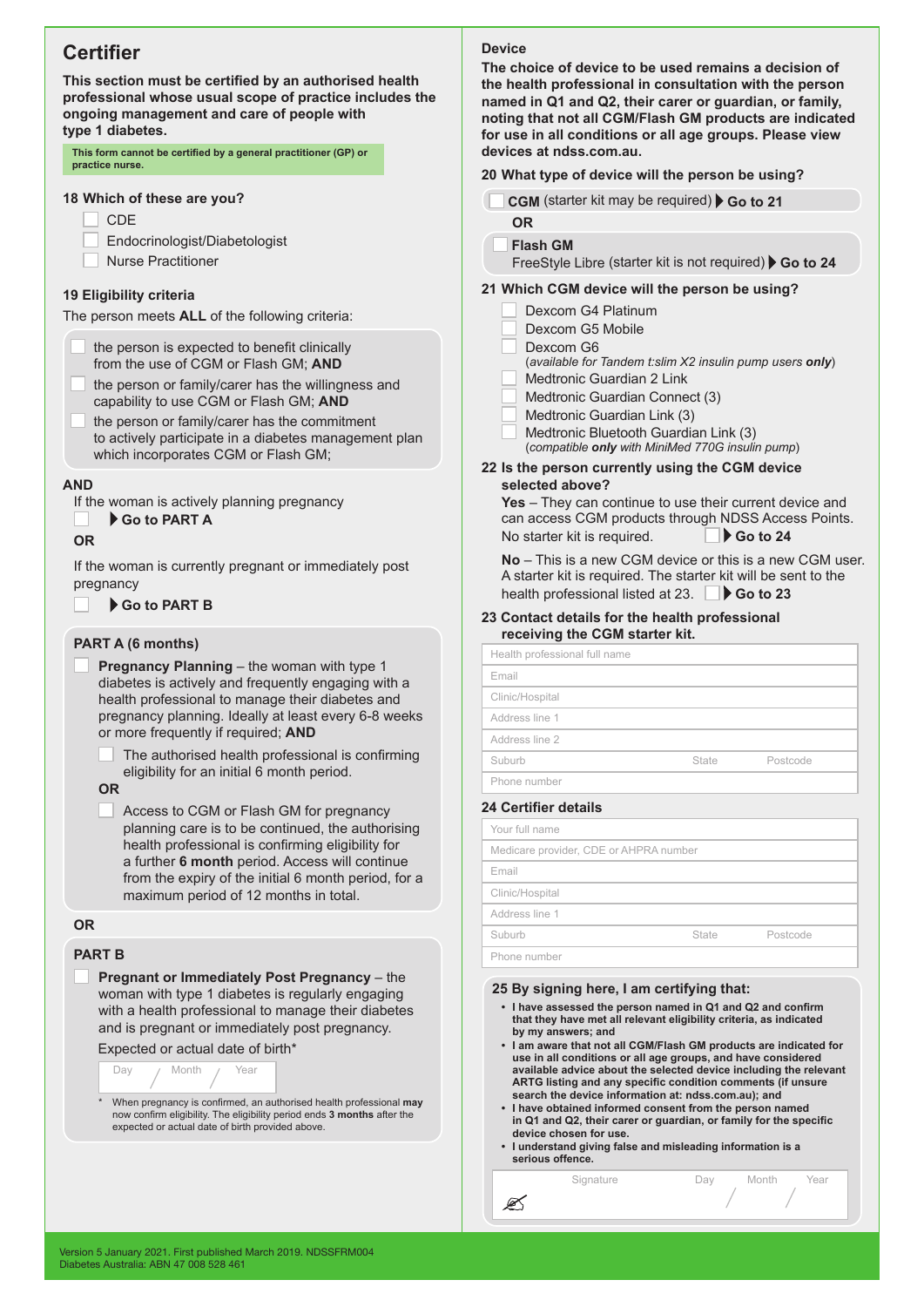## Certifier

**This section must be certified by an authorised health professional whose usual scope of practice includes the ongoing management and care of people with type 1 diabetes.**

**This form cannot be certified by a general practitioner (GP) or practice nurse.**

### 18 Which of these are you?

- ☐ CDE
- ☐ Endocrinologist/Diabetologist
- ☐ Nurse Practitioner

### 19 Eligibility criteria

The person meets **ALL** of the following criteria:

- ☐ the person is expected to benefit clinically from the use of CGM or Flash GM; **AND**
- ☐ the person or family/carer has the willingness and capability to use CGM or Flash GM; **AND**
- ☐ the person or family/carer has the commitment to actively participate in a diabetes management plan which incorporates CGM or Flash GM;

**AND**

If the woman is actively planning pregnancy

☐ **▶ Go to PART A**

**OR**

If the woman is currently pregnant or immediately post pregnancy

☐ **▶ Go to PART B**

#### PART A (6 months)

☐ **Pregnancy Planning** – the woman with type 1 diabetes is actively and frequently engaging with a health professional to manage their diabetes and pregnancy planning. Ideally at least every 6-8 weeks or more frequently if required; **AND**

- ☐ The authorised health professional is confirming eligibility for an initial 6 month period.

**OR**

- ☐ Access to CGM or Flash GM for pregnancy planning care is to be continued, the authorising health professional is confirming eligibility for a further **6 month** period. Access will continue from the expiry of the initial 6 month period, for a maximum period of 12 months in total.

**OR**

#### PART B

☐ **Pregnant or Immediately Post Pregnancy** – the woman with type 1 diabetes is regularly engaging with a health professional to manage their diabetes and is pregnant or immediately post pregnancy.

Expected or actual date of birth*

Day / Month / Year

\* When pregnancy is confirmed, an authorised health professional **may** now confirm eligibility. The eligibility period ends **3 months** after the expected or actual date of birth provided above.

## Device

**The choice of device to be used remains a decision of the health professional in consultation with the person named in Q1 and Q2, their carer or guardian, or family, noting that not all CGM/Flash GM products are indicated for use in all conditions or all age groups. Please view devices at ndss.com.au.**

### 20 What type of device will the person be using?

☐ **CGM** (starter kit may be required) **▶ Go to 21**

**OR**

☐ **Flash GM**
FreeStyle Libre (starter kit is not required) **▶ Go to 24**

### 21 Which CGM device will the person be using?

- ☐ Dexcom G4 Platinum
- ☐ Dexcom G5 Mobile
- ☐ Dexcom G6
  (*available for Tandem t:slim X2 insulin pump users **only***)
- ☐ Medtronic Guardian 2 Link
- ☐ Medtronic Guardian Connect (3)
- ☐ Medtronic Guardian Link (3)
- ☐ Medtronic Bluetooth Guardian Link (3)
  (*compatible **only** with MiniMed 770G insulin pump*)

### 22 Is the person currently using the CGM device selected above?

**Yes** – They can continue to use their current device and can access CGM products through NDSS Access Points. No starter kit is required. ☐ **▶ Go to 24**

**No** – This is a new CGM device or this is a new CGM user. A starter kit is required. The starter kit will be sent to the health professional listed at 23. ☐ **▶ Go to 23**

### 23 Contact details for the health professional receiving the CGM starter kit.

| | | |
|---|---|---|
| Health professional full name | | |
| Email | | |
| Clinic/Hospital | | |
| Address line 1 | | |
| Address line 2 | | |
| Suburb | State | Postcode |
| Phone number | | |

### 24 Certifier details

| | | |
|---|---|---|
| Your full name | | |
| Medicare provider, CDE or AHPRA number | | |
| Email | | |
| Clinic/Hospital | | |
| Address line 1 | | |
| Suburb | State | Postcode |
| Phone number | | |

### 25 By signing here, I am certifying that:

- **I have assessed the person named in Q1 and Q2 and confirm that they have met all relevant eligibility criteria, as indicated by my answers; and**
- **I am aware that not all CGM/Flash GM products are indicated for use in all conditions or all age groups, and have considered available advice about the selected device including the relevant ARTG listing and any specific condition comments (if unsure search the device information at: ndss.com.au); and**
- **I have obtained informed consent from the person named in Q1 and Q2, their carer or guardian, or family for the specific device chosen for use.**
- **I understand giving false and misleading information is a serious offence.**

Signature | Day / Month / Year

Version 5 January 2021. First published March 2019. NDSSFRM004
Diabetes Australia: ABN 47 008 528 461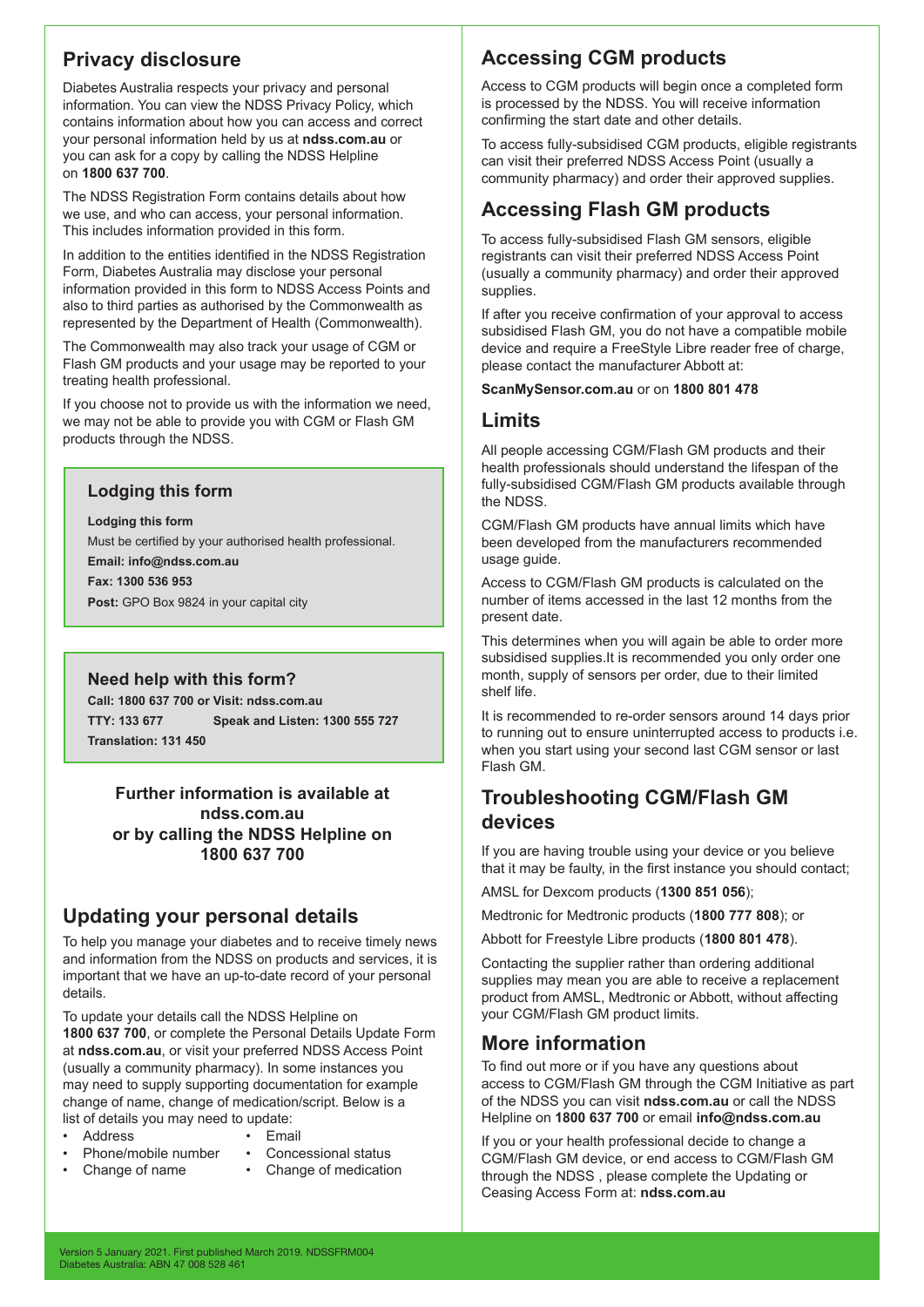## Privacy disclosure

Diabetes Australia respects your privacy and personal information. You can view the NDSS Privacy Policy, which contains information about how you can access and correct your personal information held by us at **ndss.com.au** or you can ask for a copy by calling the NDSS Helpline on **1800 637 700**.

The NDSS Registration Form contains details about how we use, and who can access, your personal information. This includes information provided in this form.

In addition to the entities identified in the NDSS Registration Form, Diabetes Australia may disclose your personal information provided in this form to NDSS Access Points and also to third parties as authorised by the Commonwealth as represented by the Department of Health (Commonwealth).

The Commonwealth may also track your usage of CGM or Flash GM products and your usage may be reported to your treating health professional.

If you choose not to provide us with the information we need, we may not be able to provide you with CGM or Flash GM products through the NDSS.

### Lodging this form

**Lodging this form**

Must be certified by your authorised health professional.

**Email: info@ndss.com.au**

**Fax: 1300 536 953**

**Post:** GPO Box 9824 in your capital city

### Need help with this form?

**Call: 1800 637 700 or Visit: ndss.com.au**

**TTY: 133 677** **Speak and Listen: 1300 555 727**

**Translation: 131 450**

**Further information is available at ndss.com.au or by calling the NDSS Helpline on 1800 637 700**

## Updating your personal details

To help you manage your diabetes and to receive timely news and information from the NDSS on products and services, it is important that we have an up-to-date record of your personal details.

To update your details call the NDSS Helpline on **1800 637 700**, or complete the Personal Details Update Form at **ndss.com.au**, or visit your preferred NDSS Access Point (usually a community pharmacy). In some instances you may need to supply supporting documentation for example change of name, change of medication/script. Below is a list of details you may need to update:

- Address
- Phone/mobile number
- Change of name
- Email
- Concessional status
- Change of medication

## Accessing CGM products

Access to CGM products will begin once a completed form is processed by the NDSS. You will receive information confirming the start date and other details.

To access fully-subsidised CGM products, eligible registrants can visit their preferred NDSS Access Point (usually a community pharmacy) and order their approved supplies.

## Accessing Flash GM products

To access fully-subsidised Flash GM sensors, eligible registrants can visit their preferred NDSS Access Point (usually a community pharmacy) and order their approved supplies.

If after you receive confirmation of your approval to access subsidised Flash GM, you do not have a compatible mobile device and require a FreeStyle Libre reader free of charge, please contact the manufacturer Abbott at:

**ScanMySensor.com.au** or on **1800 801 478**

## Limits

All people accessing CGM/Flash GM products and their health professionals should understand the lifespan of the fully-subsidised CGM/Flash GM products available through the NDSS.

CGM/Flash GM products have annual limits which have been developed from the manufacturers recommended usage guide.

Access to CGM/Flash GM products is calculated on the number of items accessed in the last 12 months from the present date.

This determines when you will again be able to order more subsidised supplies.It is recommended you only order one month, supply of sensors per order, due to their limited shelf life.

It is recommended to re-order sensors around 14 days prior to running out to ensure uninterrupted access to products i.e. when you start using your second last CGM sensor or last Flash GM.

## Troubleshooting CGM/Flash GM devices

If you are having trouble using your device or you believe that it may be faulty, in the first instance you should contact;

AMSL for Dexcom products (**1300 851 056**);

Medtronic for Medtronic products (**1800 777 808**); or

Abbott for Freestyle Libre products (**1800 801 478**).

Contacting the supplier rather than ordering additional supplies may mean you are able to receive a replacement product from AMSL, Medtronic or Abbott, without affecting your CGM/Flash GM product limits.

## More information

To find out more or if you have any questions about access to CGM/Flash GM through the CGM Initiative as part of the NDSS you can visit **ndss.com.au** or call the NDSS Helpline on **1800 637 700** or email **info@ndss.com.au**

If you or your health professional decide to change a CGM/Flash GM device, or end access to CGM/Flash GM through the NDSS , please complete the Updating or Ceasing Access Form at: **ndss.com.au**

Version 5 January 2021. First published March 2019. NDSSFRM004
Diabetes Australia: ABN 47 008 528 461